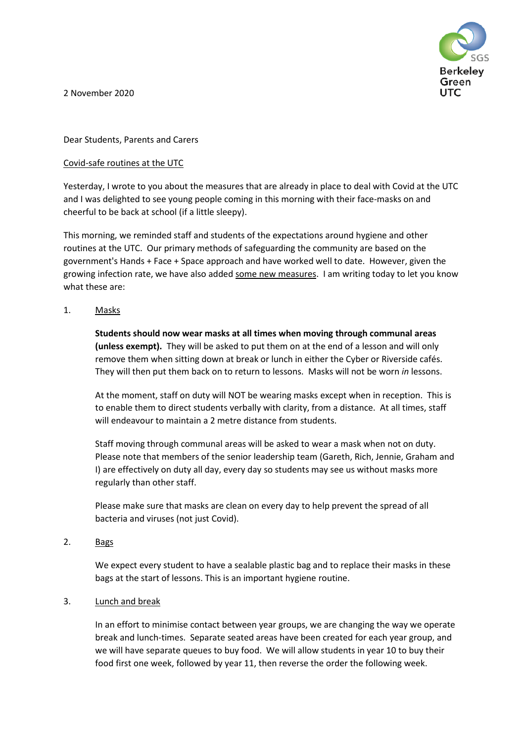2 November 2020

Dear Students, Parents and Carers

Covid-safe routines at the UTC

Yesterday, I wrote to you about the measures that are already in place to deal with Covid at the UTC and I was delighted to see young people coming in this morning with their face-masks on and cheerful to be back at school (if a little sleepy).

This morning, we reminded staff and students of the expectations around hygiene and other routines at the UTC. Our primary methods of safeguarding the community are based on the government's Hands + Face + Space approach and have worked well to date. However, given the growing infection rate, we have also added some new measures. I am writing today to let you know what these are:

1. Masks

   **Students should now wear masks at all times when moving through communal areas (unless exempt).** They will be asked to put them on at the end of a lesson and will only remove them when sitting down at break or lunch in either the Cyber or Riverside cafés. They will then put them back on to return to lessons. Masks will not be worn *in* lessons.

   At the moment, staff on duty will NOT be wearing masks except when in reception. This is to enable them to direct students verbally with clarity, from a distance. At all times, staff will endeavour to maintain a 2 metre distance from students.

   Staff moving through communal areas will be asked to wear a mask when not on duty. Please note that members of the senior leadership team (Gareth, Rich, Jennie, Graham and I) are effectively on duty all day, every day so students may see us without masks more regularly than other staff.

   Please make sure that masks are clean on every day to help prevent the spread of all bacteria and viruses (not just Covid).

2. Bags

   We expect every student to have a sealable plastic bag and to replace their masks in these bags at the start of lessons. This is an important hygiene routine.

3. Lunch and break

   In an effort to minimise contact between year groups, we are changing the way we operate break and lunch-times. Separate seated areas have been created for each year group, and we will have separate queues to buy food. We will allow students in year 10 to buy their food first one week, followed by year 11, then reverse the order the following week.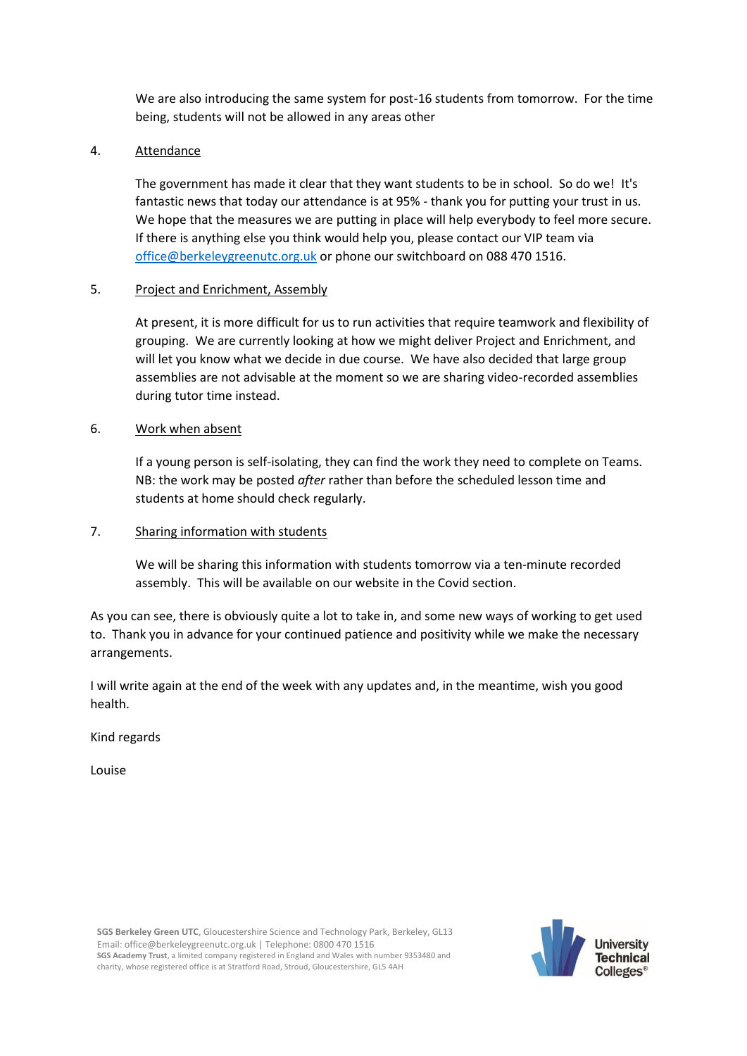We are also introducing the same system for post-16 students from tomorrow. For the time being, students will not be allowed in any areas other

4. Attendance

   The government has made it clear that they want students to be in school. So do we! It's fantastic news that today our attendance is at 95% - thank you for putting your trust in us. We hope that the measures we are putting in place will help everybody to feel more secure. If there is anything else you think would help you, please contact our VIP team via office@berkeleygreenutc.org.uk or phone our switchboard on 088 470 1516.

5. Project and Enrichment, Assembly

   At present, it is more difficult for us to run activities that require teamwork and flexibility of grouping. We are currently looking at how we might deliver Project and Enrichment, and will let you know what we decide in due course. We have also decided that large group assemblies are not advisable at the moment so we are sharing video-recorded assemblies during tutor time instead.

6. Work when absent

   If a young person is self-isolating, they can find the work they need to complete on Teams. NB: the work may be posted *after* rather than before the scheduled lesson time and students at home should check regularly.

7. Sharing information with students

   We will be sharing this information with students tomorrow via a ten-minute recorded assembly. This will be available on our website in the Covid section.

As you can see, there is obviously quite a lot to take in, and some new ways of working to get used to. Thank you in advance for your continued patience and positivity while we make the necessary arrangements.

I will write again at the end of the week with any updates and, in the meantime, wish you good health.

Kind regards

Louise

**SGS Berkeley Green UTC**, Gloucestershire Science and Technology Park, Berkeley, GL13
Email: office@berkeleygreenutc.org.uk | Telephone: 0800 470 1516
**SGS Academy Trust**, a limited company registered in England and Wales with number 9353480 and charity, whose registered office is at Stratford Road, Stroud, Gloucestershire, GL5 4AH

University Technical Colleges®